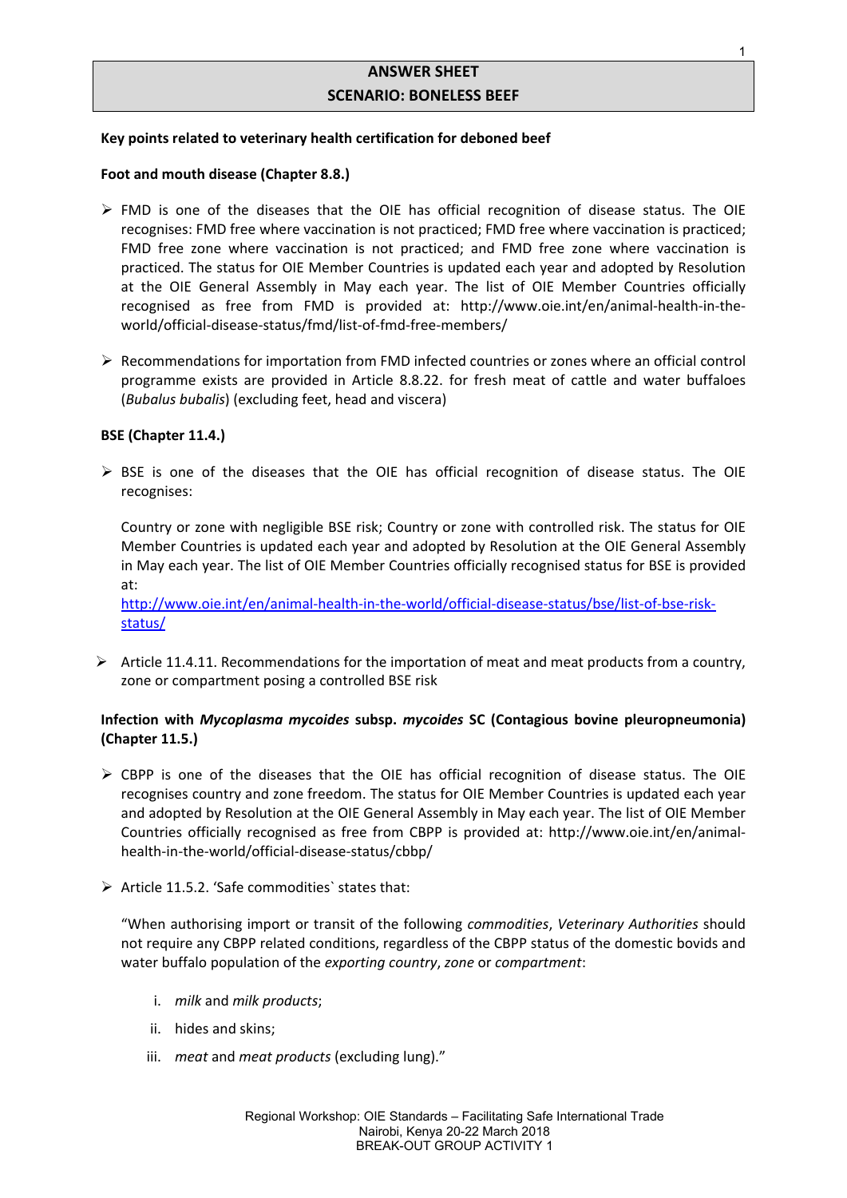# ANSWER SHEET
# SCENARIO: BONELESS BEEF

**Key points related to veterinary health certification for deboned beef**

**Foot and mouth disease (Chapter 8.8.)**

- FMD is one of the diseases that the OIE has official recognition of disease status. The OIE recognises: FMD free where vaccination is not practiced; FMD free where vaccination is practiced; FMD free zone where vaccination is not practiced; and FMD free zone where vaccination is practiced. The status for OIE Member Countries is updated each year and adopted by Resolution at the OIE General Assembly in May each year. The list of OIE Member Countries officially recognised as free from FMD is provided at: http://www.oie.int/en/animal-health-in-the-world/official-disease-status/fmd/list-of-fmd-free-members/

- Recommendations for importation from FMD infected countries or zones where an official control programme exists are provided in Article 8.8.22. for fresh meat of cattle and water buffaloes (*Bubalus bubalis*) (excluding feet, head and viscera)

**BSE (Chapter 11.4.)**

- BSE is one of the diseases that the OIE has official recognition of disease status. The OIE recognises:

  Country or zone with negligible BSE risk; Country or zone with controlled risk. The status for OIE Member Countries is updated each year and adopted by Resolution at the OIE General Assembly in May each year. The list of OIE Member Countries officially recognised status for BSE is provided at:
  http://www.oie.int/en/animal-health-in-the-world/official-disease-status/bse/list-of-bse-risk-status/

- Article 11.4.11. Recommendations for the importation of meat and meat products from a country, zone or compartment posing a controlled BSE risk

**Infection with *Mycoplasma mycoides* subsp. *mycoides* SC (Contagious bovine pleuropneumonia) (Chapter 11.5.)**

- CBPP is one of the diseases that the OIE has official recognition of disease status. The OIE recognises country and zone freedom. The status for OIE Member Countries is updated each year and adopted by Resolution at the OIE General Assembly in May each year. The list of OIE Member Countries officially recognised as free from CBPP is provided at: http://www.oie.int/en/animal-health-in-the-world/official-disease-status/cbbp/

- Article 11.5.2. 'Safe commodities` states that:

  "When authorising import or transit of the following *commodities*, *Veterinary Authorities* should not require any CBPP related conditions, regardless of the CBPP status of the domestic bovids and water buffalo population of the *exporting country*, *zone* or *compartment*:

  i. *milk* and *milk products*;

  ii. hides and skins;

  iii. *meat* and *meat products* (excluding lung)."

Regional Workshop: OIE Standards – Facilitating Safe International Trade
Nairobi, Kenya 20-22 March 2018
BREAK-OUT GROUP ACTIVITY 1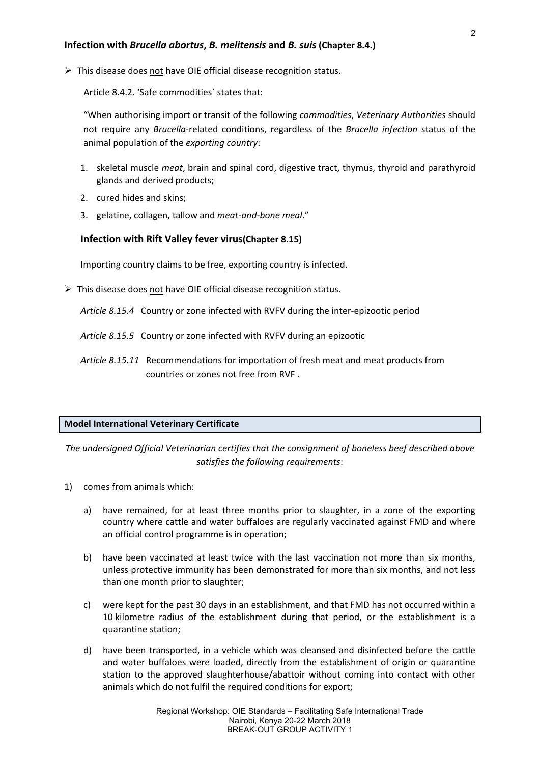### Infection with *Brucella abortus*, *B. melitensis* and *B. suis* (Chapter 8.4.)

- This disease does not have OIE official disease recognition status.

  Article 8.4.2. 'Safe commodities` states that:

  "When authorising import or transit of the following *commodities*, *Veterinary Authorities* should not require any *Brucella*-related conditions, regardless of the *Brucella infection* status of the animal population of the *exporting country*:

  1. skeletal muscle *meat*, brain and spinal cord, digestive tract, thymus, thyroid and parathyroid glands and derived products;
  2. cured hides and skins;
  3. gelatine, collagen, tallow and *meat-and-bone meal*."

### Infection with Rift Valley fever virus(Chapter 8.15)

Importing country claims to be free, exporting country is infected.

- This disease does not have OIE official disease recognition status.

  *Article 8.15.4* Country or zone infected with RVFV during the inter-epizootic period

  *Article 8.15.5* Country or zone infected with RVFV during an epizootic

  *Article 8.15.11* Recommendations for importation of fresh meat and meat products from countries or zones not free from RVF .

| **Model International Veterinary Certificate** |
|---|

*The undersigned Official Veterinarian certifies that the consignment of boneless beef described above satisfies the following requirements*:

1) comes from animals which:

   a) have remained, for at least three months prior to slaughter, in a zone of the exporting country where cattle and water buffaloes are regularly vaccinated against FMD and where an official control programme is in operation;

   b) have been vaccinated at least twice with the last vaccination not more than six months, unless protective immunity has been demonstrated for more than six months, and not less than one month prior to slaughter;

   c) were kept for the past 30 days in an establishment, and that FMD has not occurred within a 10 kilometre radius of the establishment during that period, or the establishment is a quarantine station;

   d) have been transported, in a vehicle which was cleansed and disinfected before the cattle and water buffaloes were loaded, directly from the establishment of origin or quarantine station to the approved slaughterhouse/abattoir without coming into contact with other animals which do not fulfil the required conditions for export;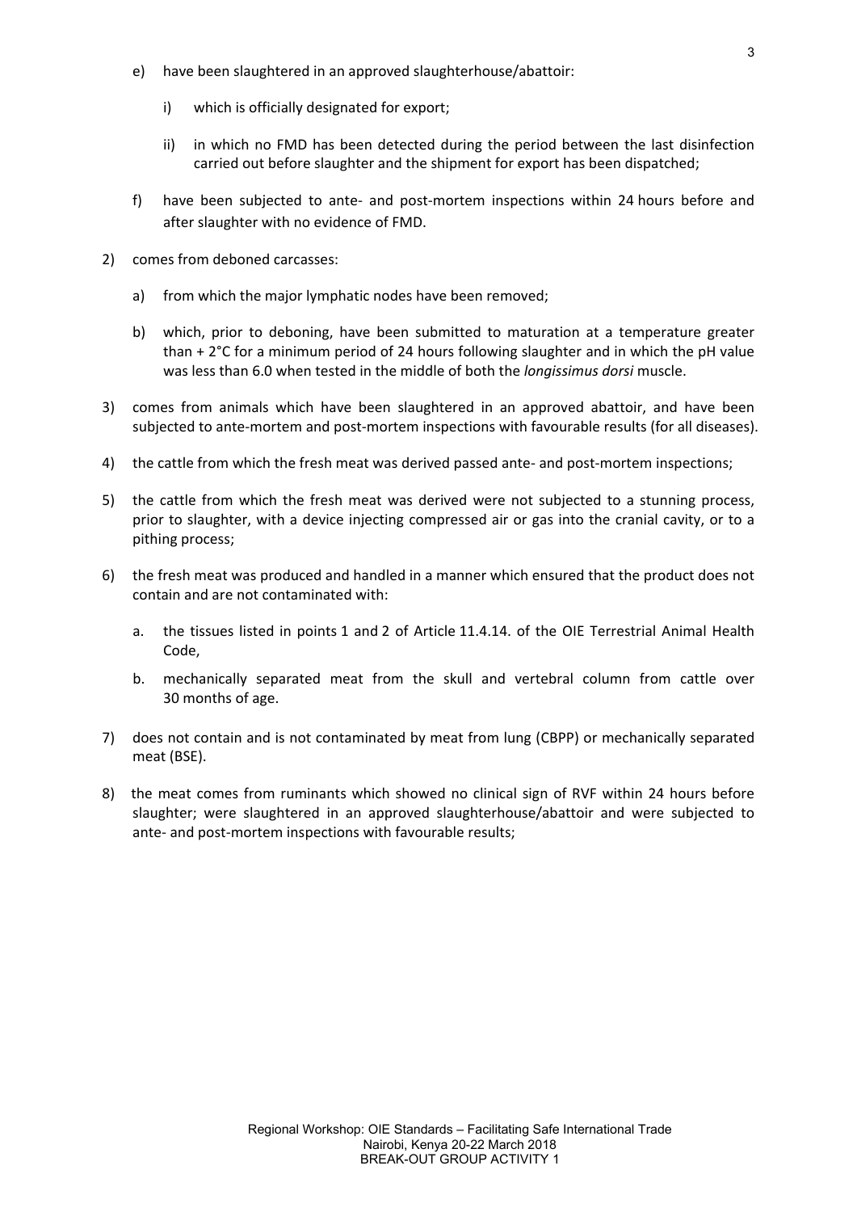e) have been slaughtered in an approved slaughterhouse/abattoir:

   i) which is officially designated for export;

   ii) in which no FMD has been detected during the period between the last disinfection carried out before slaughter and the shipment for export has been dispatched;

f) have been subjected to ante- and post-mortem inspections within 24 hours before and after slaughter with no evidence of FMD.

2) comes from deboned carcasses:

   a) from which the major lymphatic nodes have been removed;

   b) which, prior to deboning, have been submitted to maturation at a temperature greater than + 2°C for a minimum period of 24 hours following slaughter and in which the pH value was less than 6.0 when tested in the middle of both the *longissimus dorsi* muscle.

3) comes from animals which have been slaughtered in an approved abattoir, and have been subjected to ante-mortem and post-mortem inspections with favourable results (for all diseases).

4) the cattle from which the fresh meat was derived passed ante- and post-mortem inspections;

5) the cattle from which the fresh meat was derived were not subjected to a stunning process, prior to slaughter, with a device injecting compressed air or gas into the cranial cavity, or to a pithing process;

6) the fresh meat was produced and handled in a manner which ensured that the product does not contain and are not contaminated with:

   a. the tissues listed in points 1 and 2 of Article 11.4.14. of the OIE Terrestrial Animal Health Code,

   b. mechanically separated meat from the skull and vertebral column from cattle over 30 months of age.

7) does not contain and is not contaminated by meat from lung (CBPP) or mechanically separated meat (BSE).

8) the meat comes from ruminants which showed no clinical sign of RVF within 24 hours before slaughter; were slaughtered in an approved slaughterhouse/abattoir and were subjected to ante- and post-mortem inspections with favourable results;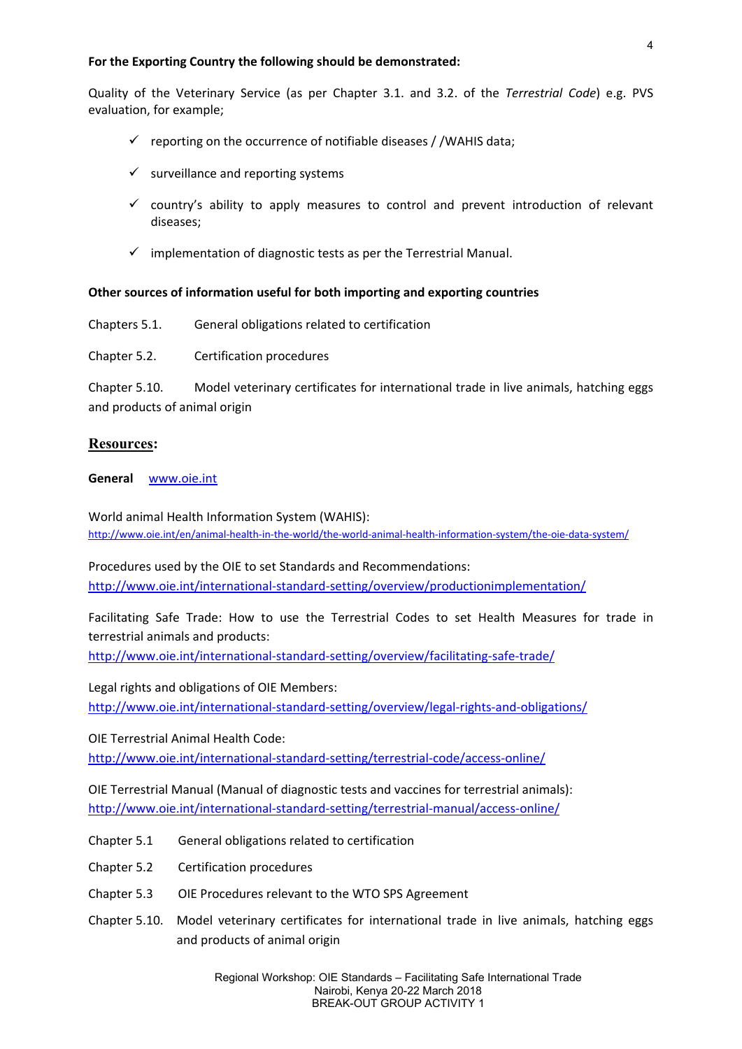**For the Exporting Country the following should be demonstrated:**

Quality of the Veterinary Service (as per Chapter 3.1. and 3.2. of the *Terrestrial Code*) e.g. PVS evaluation, for example;

- ✓ reporting on the occurrence of notifiable diseases / /WAHIS data;
- ✓ surveillance and reporting systems
- ✓ country's ability to apply measures to control and prevent introduction of relevant diseases;
- ✓ implementation of diagnostic tests as per the Terrestrial Manual.

**Other sources of information useful for both importing and exporting countries**

Chapters 5.1. General obligations related to certification

Chapter 5.2. Certification procedures

Chapter 5.10. Model veterinary certificates for international trade in live animals, hatching eggs and products of animal origin

## Resources:

**General** [www.oie.int](www.oie.int)

World animal Health Information System (WAHIS):
http://www.oie.int/en/animal-health-in-the-world/the-world-animal-health-information-system/the-oie-data-system/

Procedures used by the OIE to set Standards and Recommendations:
http://www.oie.int/international-standard-setting/overview/productionimplementation/

Facilitating Safe Trade: How to use the Terrestrial Codes to set Health Measures for trade in terrestrial animals and products:
http://www.oie.int/international-standard-setting/overview/facilitating-safe-trade/

Legal rights and obligations of OIE Members:
http://www.oie.int/international-standard-setting/overview/legal-rights-and-obligations/

OIE Terrestrial Animal Health Code:
http://www.oie.int/international-standard-setting/terrestrial-code/access-online/

OIE Terrestrial Manual (Manual of diagnostic tests and vaccines for terrestrial animals):
http://www.oie.int/international-standard-setting/terrestrial-manual/access-online/

Chapter 5.1 General obligations related to certification

Chapter 5.2 Certification procedures

Chapter 5.3 OIE Procedures relevant to the WTO SPS Agreement

Chapter 5.10. Model veterinary certificates for international trade in live animals, hatching eggs and products of animal origin